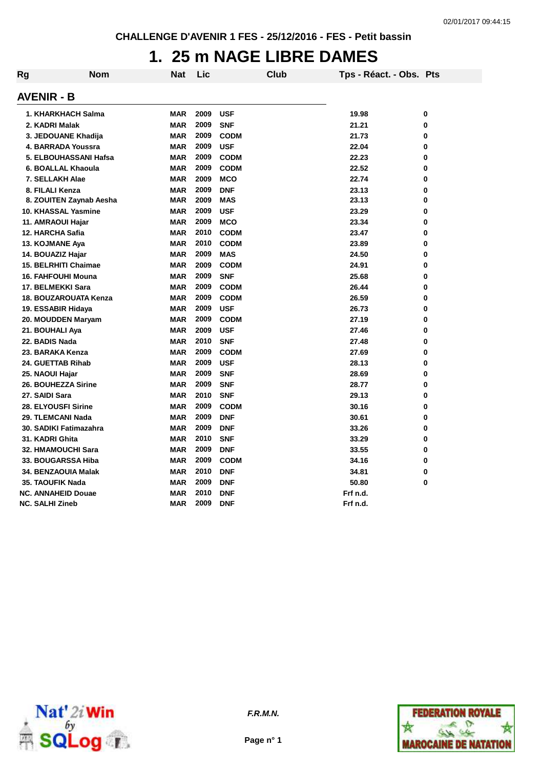CHALLENGE D'AVENIR 1 FES - 25/12/2016 - FES - Petit bassin

# 1. 25 m NAGE LIBRE DAMES

## AVENIR - B

| Rg | Nom | Nat | Lic | Club | Tps - Réact. - Obs. | Pts |
|---|---|---|---|---|---|---|
| 1. | KHARKHACH Salma | MAR | 2009 | USF | 19.98 | 0 |
| 2. | KADRI Malak | MAR | 2009 | SNF | 21.21 | 0 |
| 3. | JEDOUANE Khadija | MAR | 2009 | CODM | 21.73 | 0 |
| 4. | BARRADA Youssra | MAR | 2009 | USF | 22.04 | 0 |
| 5. | ELBOUHASSANI Hafsa | MAR | 2009 | CODM | 22.23 | 0 |
| 6. | BOALLAL Khaoula | MAR | 2009 | CODM | 22.52 | 0 |
| 7. | SELLAKH Alae | MAR | 2009 | MCO | 22.74 | 0 |
| 8. | FILALI Kenza | MAR | 2009 | DNF | 23.13 | 0 |
| 8. | ZOUITEN Zaynab Aesha | MAR | 2009 | MAS | 23.13 | 0 |
| 10. | KHASSAL Yasmine | MAR | 2009 | USF | 23.29 | 0 |
| 11. | AMRAOUI Hajar | MAR | 2009 | MCO | 23.34 | 0 |
| 12. | HARCHA Safia | MAR | 2010 | CODM | 23.47 | 0 |
| 13. | KOJMANE Aya | MAR | 2010 | CODM | 23.89 | 0 |
| 14. | BOUAZIZ Hajar | MAR | 2009 | MAS | 24.50 | 0 |
| 15. | BELRHITI Chaimae | MAR | 2009 | CODM | 24.91 | 0 |
| 16. | FAHFOUHI Mouna | MAR | 2009 | SNF | 25.68 | 0 |
| 17. | BELMEKKI Sara | MAR | 2009 | CODM | 26.44 | 0 |
| 18. | BOUZAROUATA Kenza | MAR | 2009 | CODM | 26.59 | 0 |
| 19. | ESSABIR Hidaya | MAR | 2009 | USF | 26.73 | 0 |
| 20. | MOUDDEN Maryam | MAR | 2009 | CODM | 27.19 | 0 |
| 21. | BOUHALI Aya | MAR | 2009 | USF | 27.46 | 0 |
| 22. | BADIS Nada | MAR | 2010 | SNF | 27.48 | 0 |
| 23. | BARAKA Kenza | MAR | 2009 | CODM | 27.69 | 0 |
| 24. | GUETTAB Rihab | MAR | 2009 | USF | 28.13 | 0 |
| 25. | NAOUI Hajar | MAR | 2009 | SNF | 28.69 | 0 |
| 26. | BOUHEZZA Sirine | MAR | 2009 | SNF | 28.77 | 0 |
| 27. | SAIDI Sara | MAR | 2010 | SNF | 29.13 | 0 |
| 28. | ELYOUSFI Sirine | MAR | 2009 | CODM | 30.16 | 0 |
| 29. | TLEMCANI Nada | MAR | 2009 | DNF | 30.61 | 0 |
| 30. | SADIKI Fatimazahra | MAR | 2009 | DNF | 33.26 | 0 |
| 31. | KADRI Ghita | MAR | 2010 | SNF | 33.29 | 0 |
| 32. | HMAMOUCHI Sara | MAR | 2009 | DNF | 33.55 | 0 |
| 33. | BOUGARSSA Hiba | MAR | 2009 | CODM | 34.16 | 0 |
| 34. | BENZAOUIA Malak | MAR | 2010 | DNF | 34.81 | 0 |
| 35. | TAOUFIK Nada | MAR | 2009 | DNF | 50.80 | 0 |
| NC. | ANNAHEID Douae | MAR | 2010 | DNF | Frf n.d. | |
| NC. | SALHI Zineb | MAR | 2009 | DNF | Frf n.d. | |

F.R.M.N.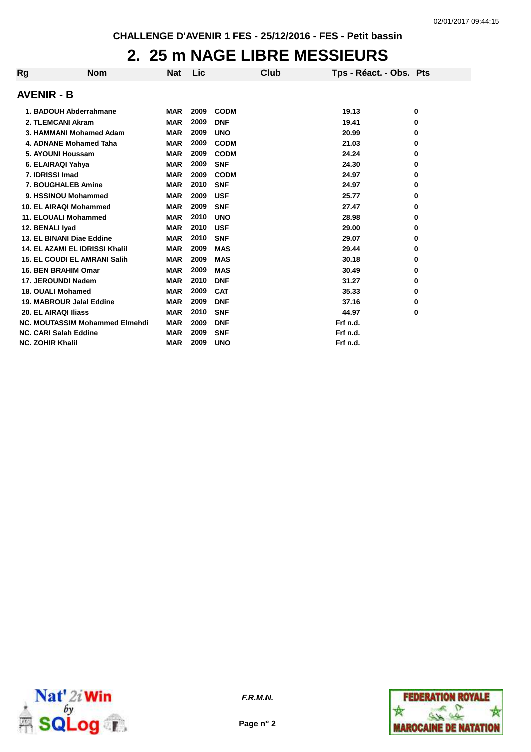CHALLENGE D'AVENIR 1 FES - 25/12/2016 - FES - Petit bassin

# 2. 25 m NAGE LIBRE MESSIEURS

## AVENIR - B

| Rg | Nom | Nat | Lic | Club | Tps - Réact. - Obs. | Pts |
|---|---|---|---|---|---|---|
| 1. | BADOUH Abderrahmane | MAR | 2009 | CODM | 19.13 | 0 |
| 2. | TLEMCANI Akram | MAR | 2009 | DNF | 19.41 | 0 |
| 3. | HAMMANI Mohamed Adam | MAR | 2009 | UNO | 20.99 | 0 |
| 4. | ADNANE Mohamed Taha | MAR | 2009 | CODM | 21.03 | 0 |
| 5. | AYOUNI Houssam | MAR | 2009 | CODM | 24.24 | 0 |
| 6. | ELAIRAQI Yahya | MAR | 2009 | SNF | 24.30 | 0 |
| 7. | IDRISSI Imad | MAR | 2009 | CODM | 24.97 | 0 |
| 7. | BOUGHALEB Amine | MAR | 2010 | SNF | 24.97 | 0 |
| 9. | HSSINOU Mohammed | MAR | 2009 | USF | 25.77 | 0 |
| 10. | EL AIRAQI Mohammed | MAR | 2009 | SNF | 27.47 | 0 |
| 11. | ELOUALI Mohammed | MAR | 2010 | UNO | 28.98 | 0 |
| 12. | BENALI Iyad | MAR | 2010 | USF | 29.00 | 0 |
| 13. | EL BINANI Diae Eddine | MAR | 2010 | SNF | 29.07 | 0 |
| 14. | EL AZAMI EL IDRISSI Khalil | MAR | 2009 | MAS | 29.44 | 0 |
| 15. | EL COUDI EL AMRANI Salih | MAR | 2009 | MAS | 30.18 | 0 |
| 16. | BEN BRAHIM Omar | MAR | 2009 | MAS | 30.49 | 0 |
| 17. | JEROUNDI Nadem | MAR | 2010 | DNF | 31.27 | 0 |
| 18. | OUALI Mohamed | MAR | 2009 | CAT | 35.33 | 0 |
| 19. | MABROUR Jalal Eddine | MAR | 2009 | DNF | 37.16 | 0 |
| 20. | EL AIRAQI Iliass | MAR | 2010 | SNF | 44.97 | 0 |
| NC. | MOUTASSIM Mohammed Elmehdi | MAR | 2009 | DNF | Frf n.d. | |
| NC. | CARI Salah Eddine | MAR | 2009 | SNF | Frf n.d. | |
| NC. | ZOHIR Khalil | MAR | 2009 | UNO | Frf n.d. | |

*F.R.M.N.*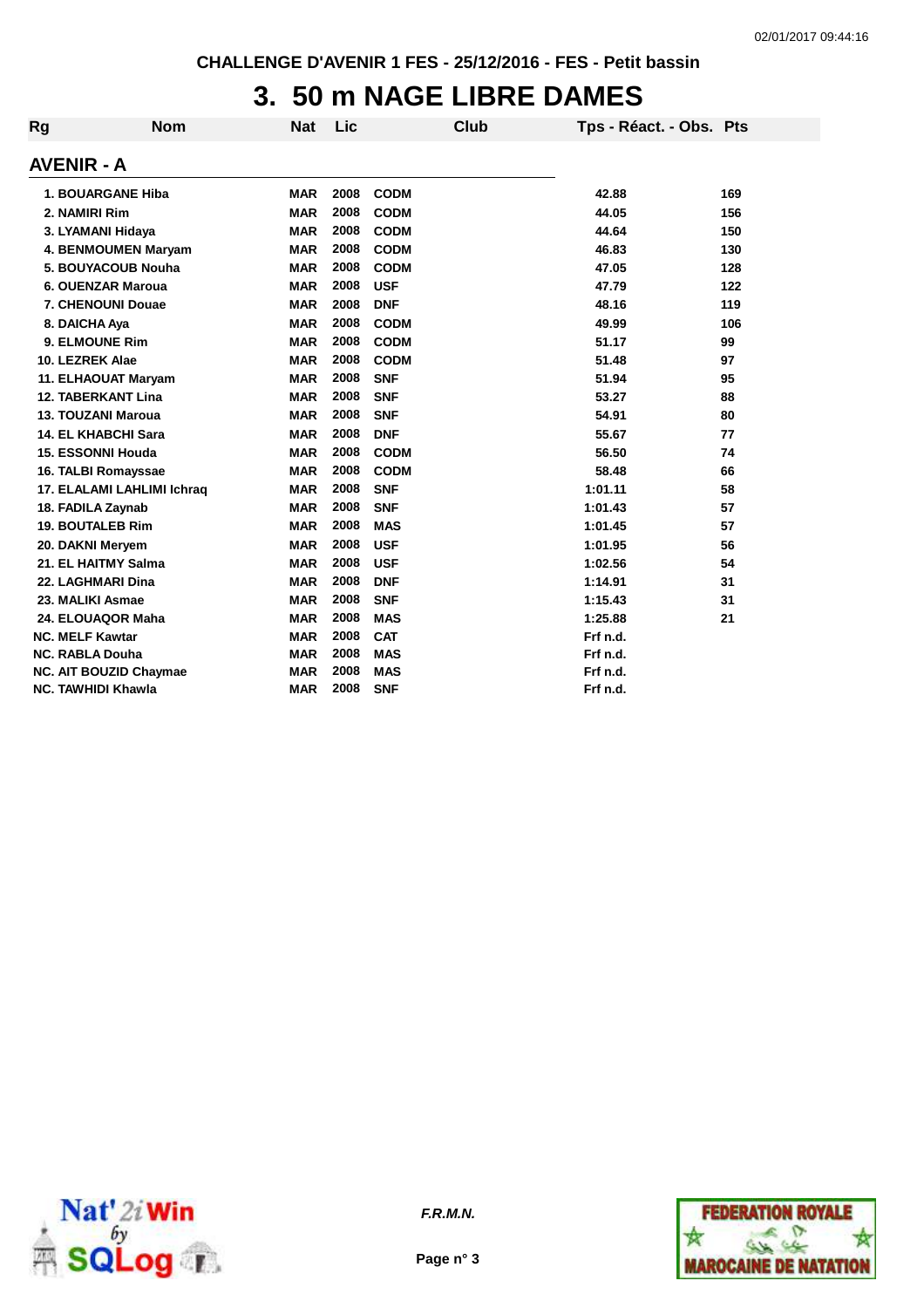CHALLENGE D'AVENIR 1 FES - 25/12/2016 - FES - Petit bassin

# 3. 50 m NAGE LIBRE DAMES

## AVENIR - A

| Rg | Nom | Nat | Lic | Club | Tps - Réact. - Obs. | Pts |
|---|---|---|---|---|---|---|
| 1. | BOUARGANE Hiba | MAR | 2008 | CODM | 42.88 | 169 |
| 2. | NAMIRI Rim | MAR | 2008 | CODM | 44.05 | 156 |
| 3. | LYAMANI Hidaya | MAR | 2008 | CODM | 44.64 | 150 |
| 4. | BENMOUMEN Maryam | MAR | 2008 | CODM | 46.83 | 130 |
| 5. | BOUYACOUB Nouha | MAR | 2008 | CODM | 47.05 | 128 |
| 6. | OUENZAR Maroua | MAR | 2008 | USF | 47.79 | 122 |
| 7. | CHENOUNI Douae | MAR | 2008 | DNF | 48.16 | 119 |
| 8. | DAICHA Aya | MAR | 2008 | CODM | 49.99 | 106 |
| 9. | ELMOUNE Rim | MAR | 2008 | CODM | 51.17 | 99 |
| 10. | LEZREK Alae | MAR | 2008 | CODM | 51.48 | 97 |
| 11. | ELHAOUAT Maryam | MAR | 2008 | SNF | 51.94 | 95 |
| 12. | TABERKANT Lina | MAR | 2008 | SNF | 53.27 | 88 |
| 13. | TOUZANI Maroua | MAR | 2008 | SNF | 54.91 | 80 |
| 14. | EL KHABCHI Sara | MAR | 2008 | DNF | 55.67 | 77 |
| 15. | ESSONNI Houda | MAR | 2008 | CODM | 56.50 | 74 |
| 16. | TALBI Romayssae | MAR | 2008 | CODM | 58.48 | 66 |
| 17. | ELALAMI LAHLIMI Ichraq | MAR | 2008 | SNF | 1:01.11 | 58 |
| 18. | FADILA Zaynab | MAR | 2008 | SNF | 1:01.43 | 57 |
| 19. | BOUTALEB Rim | MAR | 2008 | MAS | 1:01.45 | 57 |
| 20. | DAKNI Meryem | MAR | 2008 | USF | 1:01.95 | 56 |
| 21. | EL HAITMY Salma | MAR | 2008 | USF | 1:02.56 | 54 |
| 22. | LAGHMARI Dina | MAR | 2008 | DNF | 1:14.91 | 31 |
| 23. | MALIKI Asmae | MAR | 2008 | SNF | 1:15.43 | 31 |
| 24. | ELOUAQOR Maha | MAR | 2008 | MAS | 1:25.88 | 21 |
| NC. | MELF Kawtar | MAR | 2008 | CAT | Frf n.d. | |
| NC. | RABLA Douha | MAR | 2008 | MAS | Frf n.d. | |
| NC. | AIT BOUZID Chaymae | MAR | 2008 | MAS | Frf n.d. | |
| NC. | TAWHIDI Khawla | MAR | 2008 | SNF | Frf n.d. | |

*F.R.M.N.*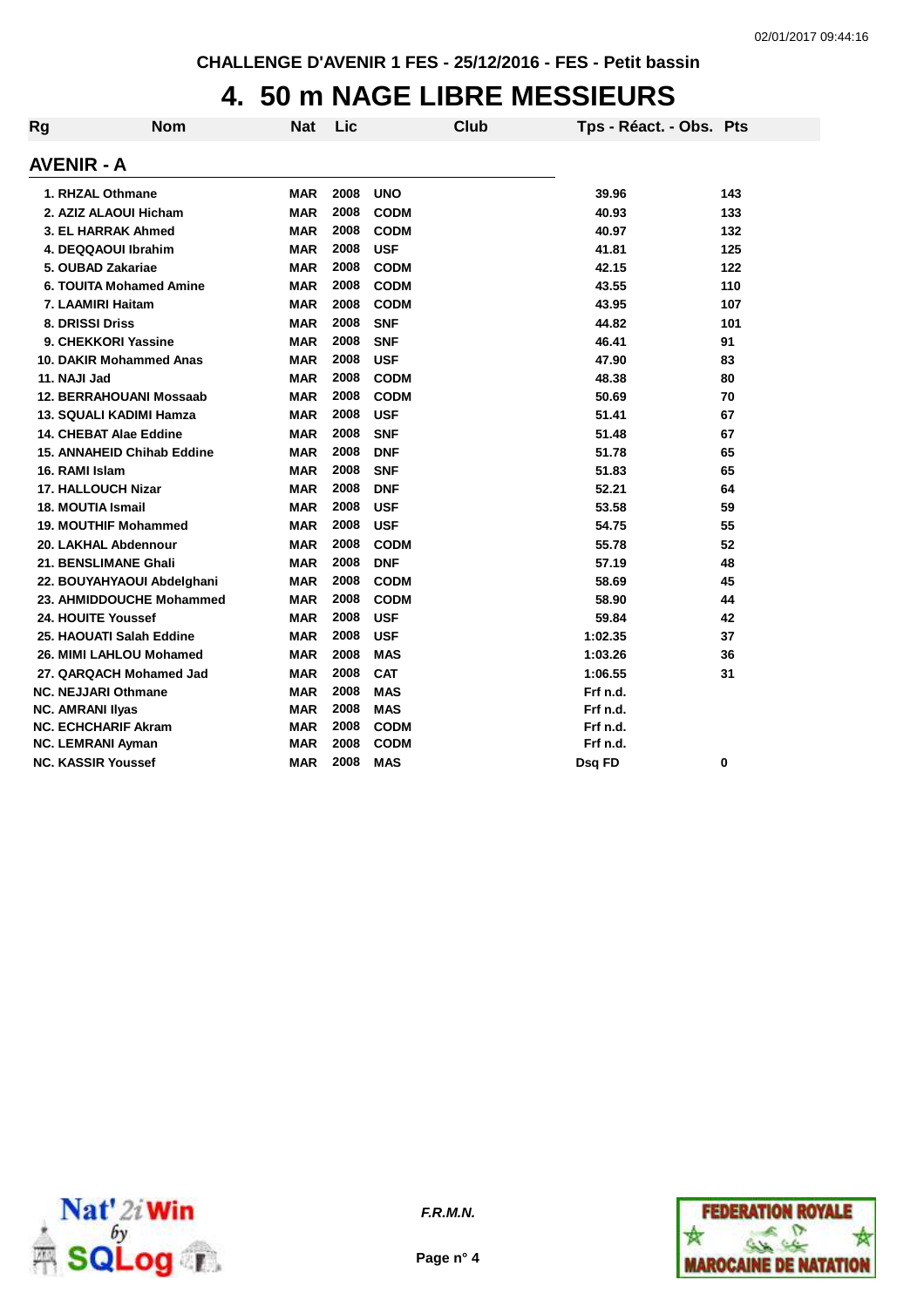CHALLENGE D'AVENIR 1 FES - 25/12/2016 - FES - Petit bassin

# 4. 50 m NAGE LIBRE MESSIEURS

## AVENIR - A

| Rg | Nom | Nat | Lic | Club | Tps - Réact. - Obs. | Pts |
|---|---|---|---|---|---|---|
| 1. | RHZAL Othmane | MAR | 2008 | UNO | 39.96 | 143 |
| 2. | AZIZ ALAOUI Hicham | MAR | 2008 | CODM | 40.93 | 133 |
| 3. | EL HARRAK Ahmed | MAR | 2008 | CODM | 40.97 | 132 |
| 4. | DEQQAOUI Ibrahim | MAR | 2008 | USF | 41.81 | 125 |
| 5. | OUBAD Zakariae | MAR | 2008 | CODM | 42.15 | 122 |
| 6. | TOUITA Mohamed Amine | MAR | 2008 | CODM | 43.55 | 110 |
| 7. | LAAMIRI Haitam | MAR | 2008 | CODM | 43.95 | 107 |
| 8. | DRISSI Driss | MAR | 2008 | SNF | 44.82 | 101 |
| 9. | CHEKKORI Yassine | MAR | 2008 | SNF | 46.41 | 91 |
| 10. | DAKIR Mohammed Anas | MAR | 2008 | USF | 47.90 | 83 |
| 11. | NAJI Jad | MAR | 2008 | CODM | 48.38 | 80 |
| 12. | BERRAHOUANI Mossaab | MAR | 2008 | CODM | 50.69 | 70 |
| 13. | SQUALI KADIMI Hamza | MAR | 2008 | USF | 51.41 | 67 |
| 14. | CHEBAT Alae Eddine | MAR | 2008 | SNF | 51.48 | 67 |
| 15. | ANNAHEID Chihab Eddine | MAR | 2008 | DNF | 51.78 | 65 |
| 16. | RAMI Islam | MAR | 2008 | SNF | 51.83 | 65 |
| 17. | HALLOUCH Nizar | MAR | 2008 | DNF | 52.21 | 64 |
| 18. | MOUTIA Ismail | MAR | 2008 | USF | 53.58 | 59 |
| 19. | MOUTHIF Mohammed | MAR | 2008 | USF | 54.75 | 55 |
| 20. | LAKHAL Abdennour | MAR | 2008 | CODM | 55.78 | 52 |
| 21. | BENSLIMANE Ghali | MAR | 2008 | DNF | 57.19 | 48 |
| 22. | BOUYAHYAOUI Abdelghani | MAR | 2008 | CODM | 58.69 | 45 |
| 23. | AHMIDDOUCHE Mohammed | MAR | 2008 | CODM | 58.90 | 44 |
| 24. | HOUITE Youssef | MAR | 2008 | USF | 59.84 | 42 |
| 25. | HAOUATI Salah Eddine | MAR | 2008 | USF | 1:02.35 | 37 |
| 26. | MIMI LAHLOU Mohamed | MAR | 2008 | MAS | 1:03.26 | 36 |
| 27. | QARQACH Mohamed Jad | MAR | 2008 | CAT | 1:06.55 | 31 |
| NC. | NEJJARI Othmane | MAR | 2008 | MAS | Frf n.d. | |
| NC. | AMRANI Ilyas | MAR | 2008 | MAS | Frf n.d. | |
| NC. | ECHCHARIF Akram | MAR | 2008 | CODM | Frf n.d. | |
| NC. | LEMRANI Ayman | MAR | 2008 | CODM | Frf n.d. | |
| NC. | KASSIR Youssef | MAR | 2008 | MAS | Dsq FD | 0 |

F.R.M.N.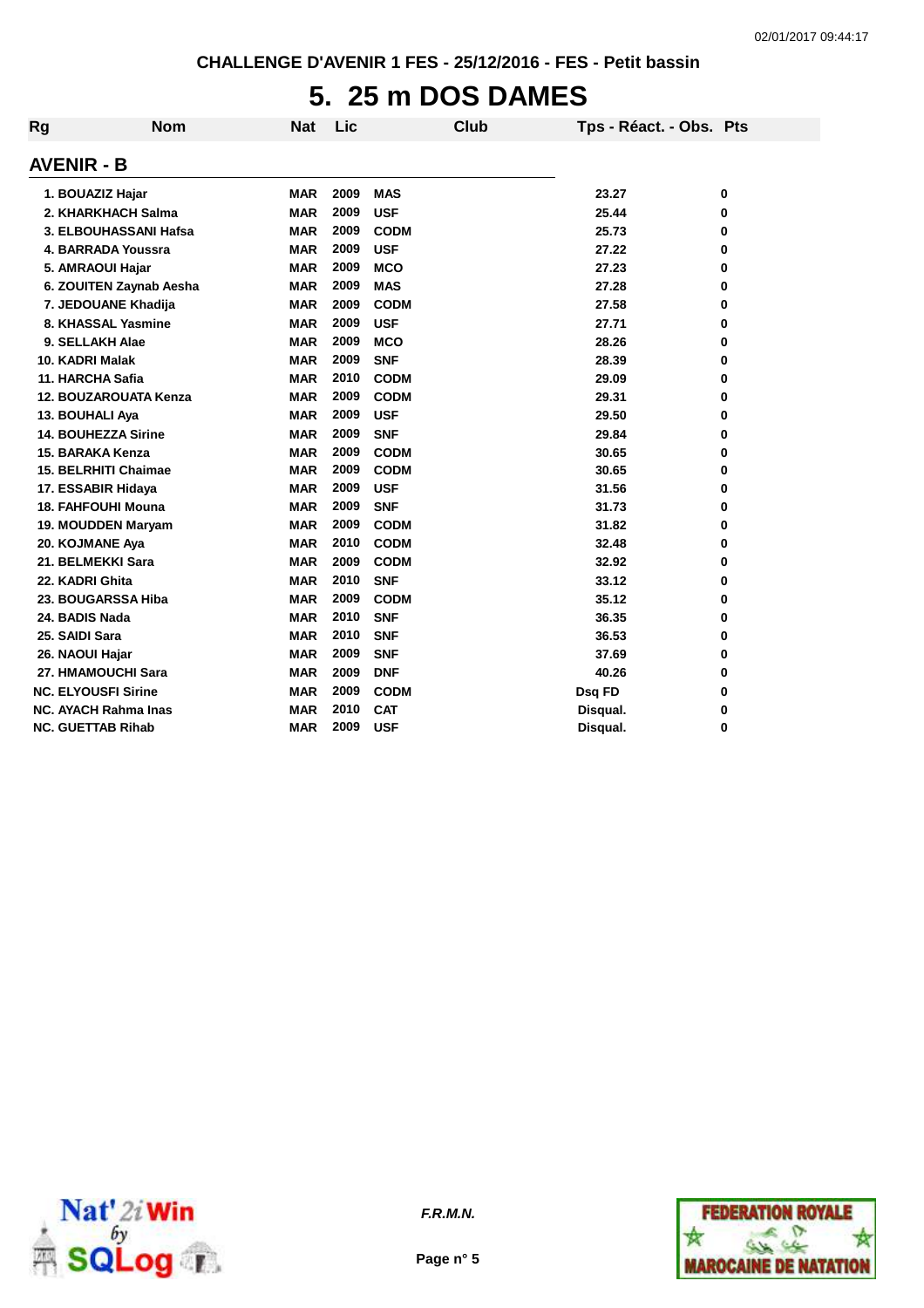CHALLENGE D'AVENIR 1 FES - 25/12/2016 - FES - Petit bassin

# 5. 25 m DOS DAMES

## AVENIR - B

| Rg | Nom | Nat | Lic | Club | Tps - Réact. - Obs. | Pts |
|---|---|---|---|---|---|---|
| 1. | BOUAZIZ Hajar | MAR | 2009 | MAS | 23.27 | 0 |
| 2. | KHARKHACH Salma | MAR | 2009 | USF | 25.44 | 0 |
| 3. | ELBOUHASSANI Hafsa | MAR | 2009 | CODM | 25.73 | 0 |
| 4. | BARRADA Youssra | MAR | 2009 | USF | 27.22 | 0 |
| 5. | AMRAOUI Hajar | MAR | 2009 | MCO | 27.23 | 0 |
| 6. | ZOUITEN Zaynab Aesha | MAR | 2009 | MAS | 27.28 | 0 |
| 7. | JEDOUANE Khadija | MAR | 2009 | CODM | 27.58 | 0 |
| 8. | KHASSAL Yasmine | MAR | 2009 | USF | 27.71 | 0 |
| 9. | SELLAKH Alae | MAR | 2009 | MCO | 28.26 | 0 |
| 10. | KADRI Malak | MAR | 2009 | SNF | 28.39 | 0 |
| 11. | HARCHA Safia | MAR | 2010 | CODM | 29.09 | 0 |
| 12. | BOUZAROUATA Kenza | MAR | 2009 | CODM | 29.31 | 0 |
| 13. | BOUHALI Aya | MAR | 2009 | USF | 29.50 | 0 |
| 14. | BOUHEZZA Sirine | MAR | 2009 | SNF | 29.84 | 0 |
| 15. | BARAKA Kenza | MAR | 2009 | CODM | 30.65 | 0 |
| 15. | BELRHITI Chaimae | MAR | 2009 | CODM | 30.65 | 0 |
| 17. | ESSABIR Hidaya | MAR | 2009 | USF | 31.56 | 0 |
| 18. | FAHFOUHI Mouna | MAR | 2009 | SNF | 31.73 | 0 |
| 19. | MOUDDEN Maryam | MAR | 2009 | CODM | 31.82 | 0 |
| 20. | KOJMANE Aya | MAR | 2010 | CODM | 32.48 | 0 |
| 21. | BELMEKKI Sara | MAR | 2009 | CODM | 32.92 | 0 |
| 22. | KADRI Ghita | MAR | 2010 | SNF | 33.12 | 0 |
| 23. | BOUGARSSA Hiba | MAR | 2009 | CODM | 35.12 | 0 |
| 24. | BADIS Nada | MAR | 2010 | SNF | 36.35 | 0 |
| 25. | SAIDI Sara | MAR | 2010 | SNF | 36.53 | 0 |
| 26. | NAOUI Hajar | MAR | 2009 | SNF | 37.69 | 0 |
| 27. | HMAMOUCHI Sara | MAR | 2009 | DNF | 40.26 | 0 |
| NC. | ELYOUSFI Sirine | MAR | 2009 | CODM | Dsq FD | 0 |
| NC. | AYACH Rahma Inas | MAR | 2010 | CAT | Disqual. | 0 |
| NC. | GUETTAB Rihab | MAR | 2009 | USF | Disqual. | 0 |

*F.R.M.N.*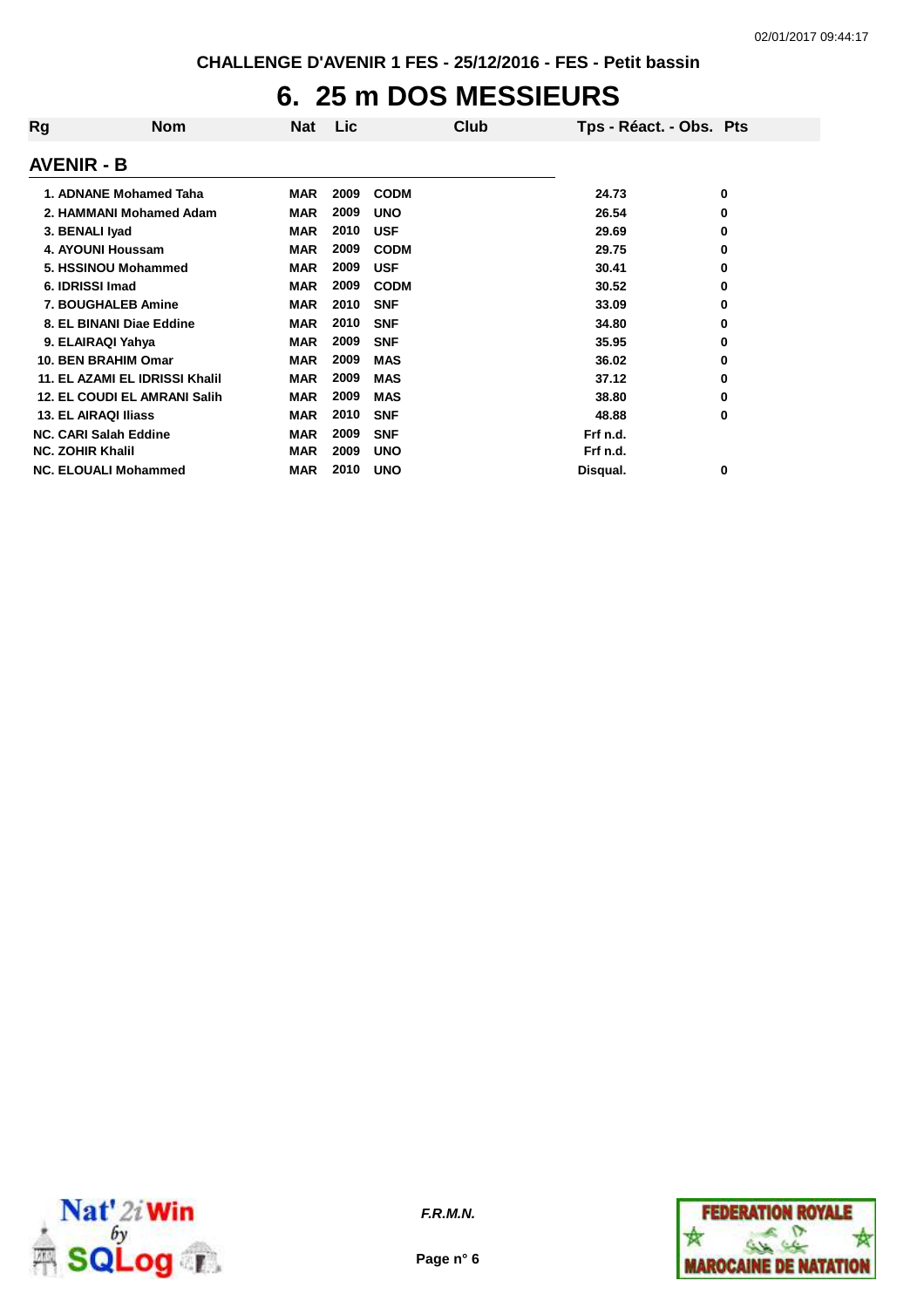CHALLENGE D'AVENIR 1 FES - 25/12/2016 - FES - Petit bassin

# 6. 25 m DOS MESSIEURS

| Rg | Nom | Nat | Lic | Club | Tps - Réact. - Obs. | Pts |
|---|---|---|---|---|---|---|
| **AVENIR - B** | | | | | | |
| 1. | ADNANE Mohamed Taha | MAR | 2009 | CODM | 24.73 | 0 |
| 2. | HAMMANI Mohamed Adam | MAR | 2009 | UNO | 26.54 | 0 |
| 3. | BENALI Iyad | MAR | 2010 | USF | 29.69 | 0 |
| 4. | AYOUNI Houssam | MAR | 2009 | CODM | 29.75 | 0 |
| 5. | HSSINOU Mohammed | MAR | 2009 | USF | 30.41 | 0 |
| 6. | IDRISSI Imad | MAR | 2009 | CODM | 30.52 | 0 |
| 7. | BOUGHALEB Amine | MAR | 2010 | SNF | 33.09 | 0 |
| 8. | EL BINANI Diae Eddine | MAR | 2010 | SNF | 34.80 | 0 |
| 9. | ELAIRAQI Yahya | MAR | 2009 | SNF | 35.95 | 0 |
| 10. | BEN BRAHIM Omar | MAR | 2009 | MAS | 36.02 | 0 |
| 11. | EL AZAMI EL IDRISSI Khalil | MAR | 2009 | MAS | 37.12 | 0 |
| 12. | EL COUDI EL AMRANI Salih | MAR | 2009 | MAS | 38.80 | 0 |
| 13. | EL AIRAQI Iliass | MAR | 2010 | SNF | 48.88 | 0 |
| NC. | CARI Salah Eddine | MAR | 2009 | SNF | Frf n.d. | |
| NC. | ZOHIR Khalil | MAR | 2009 | UNO | Frf n.d. | |
| NC. | ELOUALI Mohammed | MAR | 2010 | UNO | Disqual. | 0 |

*F.R.M.N.*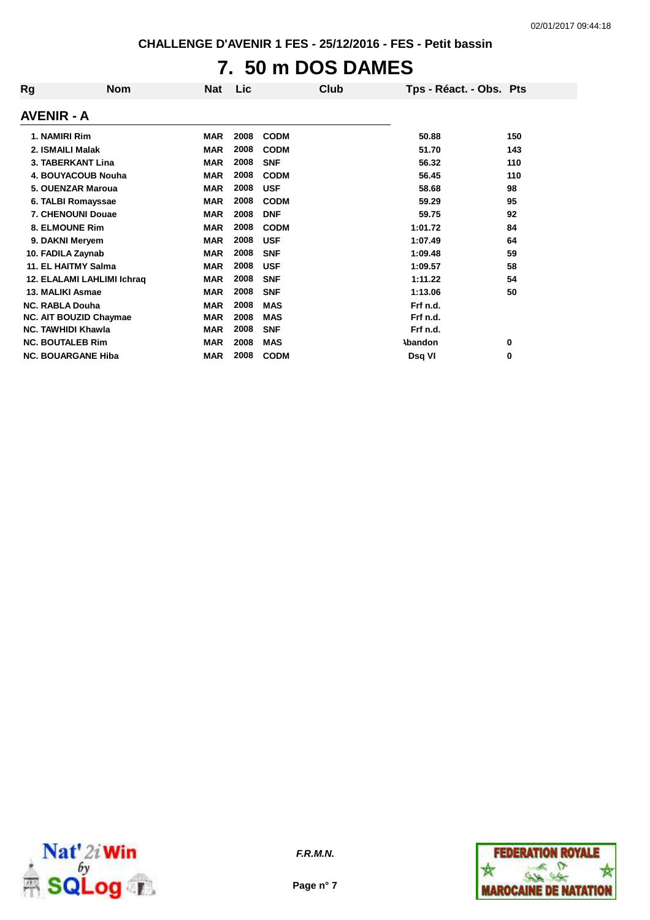CHALLENGE D'AVENIR 1 FES - 25/12/2016 - FES - Petit bassin

# 7. 50 m DOS DAMES

## AVENIR - A

| Rg | Nom | Nat | Lic | Club | Tps - Réact. - Obs. | Pts |
|---|---|---|---|---|---|---|
| 1. | NAMIRI Rim | MAR | 2008 | CODM | 50.88 | 150 |
| 2. | ISMAILI Malak | MAR | 2008 | CODM | 51.70 | 143 |
| 3. | TABERKANT Lina | MAR | 2008 | SNF | 56.32 | 110 |
| 4. | BOUYACOUB Nouha | MAR | 2008 | CODM | 56.45 | 110 |
| 5. | OUENZAR Maroua | MAR | 2008 | USF | 58.68 | 98 |
| 6. | TALBI Romayssae | MAR | 2008 | CODM | 59.29 | 95 |
| 7. | CHENOUNI Douae | MAR | 2008 | DNF | 59.75 | 92 |
| 8. | ELMOUNE Rim | MAR | 2008 | CODM | 1:01.72 | 84 |
| 9. | DAKNI Meryem | MAR | 2008 | USF | 1:07.49 | 64 |
| 10. | FADILA Zaynab | MAR | 2008 | SNF | 1:09.48 | 59 |
| 11. | EL HAITMY Salma | MAR | 2008 | USF | 1:09.57 | 58 |
| 12. | ELALAMI LAHLIMI Ichraq | MAR | 2008 | SNF | 1:11.22 | 54 |
| 13. | MALIKI Asmae | MAR | 2008 | SNF | 1:13.06 | 50 |
| NC. | RABLA Douha | MAR | 2008 | MAS | Frf n.d. | |
| NC. | AIT BOUZID Chaymae | MAR | 2008 | MAS | Frf n.d. | |
| NC. | TAWHIDI Khawla | MAR | 2008 | SNF | Frf n.d. | |
| NC. | BOUTALEB Rim | MAR | 2008 | MAS | Abandon | 0 |
| NC. | BOUARGANE Hiba | MAR | 2008 | CODM | Dsq VI | 0 |

*F.R.M.N.*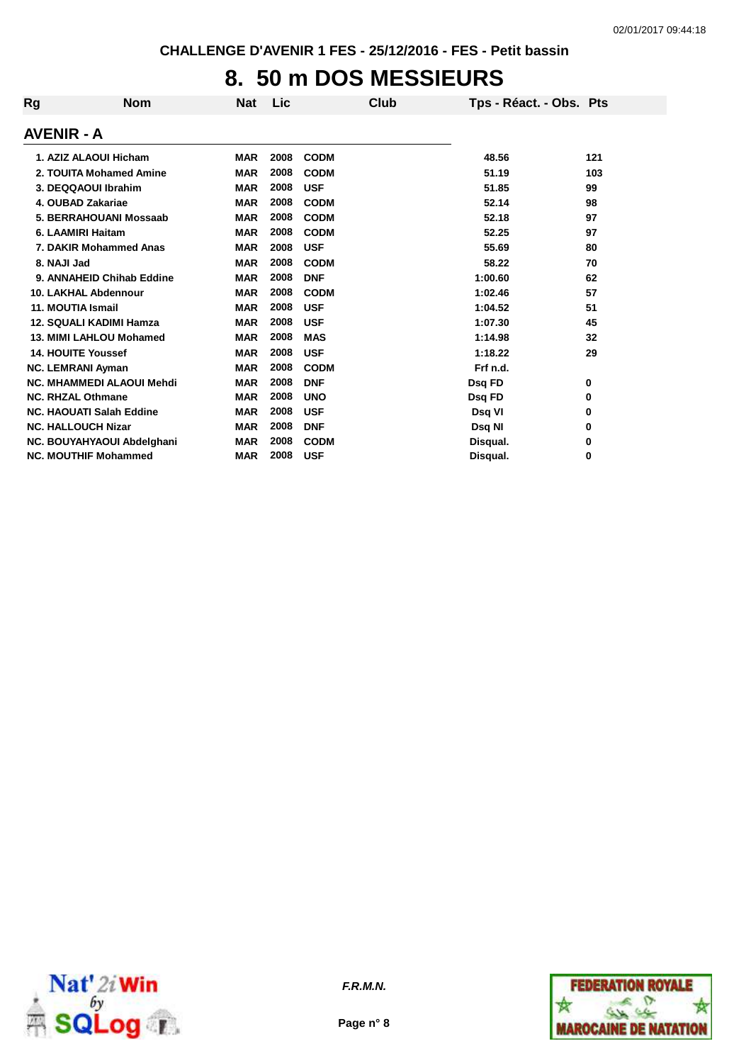CHALLENGE D'AVENIR 1 FES - 25/12/2016 - FES - Petit bassin

# 8. 50 m DOS MESSIEURS

## AVENIR - A

| Rg | Nom | Nat | Lic | Club | Tps - Réact. - Obs. | Pts |
|---|---|---|---|---|---|---|
| 1. | AZIZ ALAOUI Hicham | MAR | 2008 | CODM | 48.56 | 121 |
| 2. | TOUITA Mohamed Amine | MAR | 2008 | CODM | 51.19 | 103 |
| 3. | DEQQAOUI Ibrahim | MAR | 2008 | USF | 51.85 | 99 |
| 4. | OUBAD Zakariae | MAR | 2008 | CODM | 52.14 | 98 |
| 5. | BERRAHOUANI Mossaab | MAR | 2008 | CODM | 52.18 | 97 |
| 6. | LAAMIRI Haitam | MAR | 2008 | CODM | 52.25 | 97 |
| 7. | DAKIR Mohammed Anas | MAR | 2008 | USF | 55.69 | 80 |
| 8. | NAJI Jad | MAR | 2008 | CODM | 58.22 | 70 |
| 9. | ANNAHEID Chihab Eddine | MAR | 2008 | DNF | 1:00.60 | 62 |
| 10. | LAKHAL Abdennour | MAR | 2008 | CODM | 1:02.46 | 57 |
| 11. | MOUTIA Ismail | MAR | 2008 | USF | 1:04.52 | 51 |
| 12. | SQUALI KADIMI Hamza | MAR | 2008 | USF | 1:07.30 | 45 |
| 13. | MIMI LAHLOU Mohamed | MAR | 2008 | MAS | 1:14.98 | 32 |
| 14. | HOUITE Youssef | MAR | 2008 | USF | 1:18.22 | 29 |
| NC. | LEMRANI Ayman | MAR | 2008 | CODM | Frf n.d. | |
| NC. | MHAMMEDI ALAOUI Mehdi | MAR | 2008 | DNF | Dsq FD | 0 |
| NC. | RHZAL Othmane | MAR | 2008 | UNO | Dsq FD | 0 |
| NC. | HAOUATI Salah Eddine | MAR | 2008 | USF | Dsq VI | 0 |
| NC. | HALLOUCH Nizar | MAR | 2008 | DNF | Dsq NI | 0 |
| NC. | BOUYAHYAOUI Abdelghani | MAR | 2008 | CODM | Disqual. | 0 |
| NC. | MOUTHIF Mohammed | MAR | 2008 | USF | Disqual. | 0 |

*F.R.M.N.*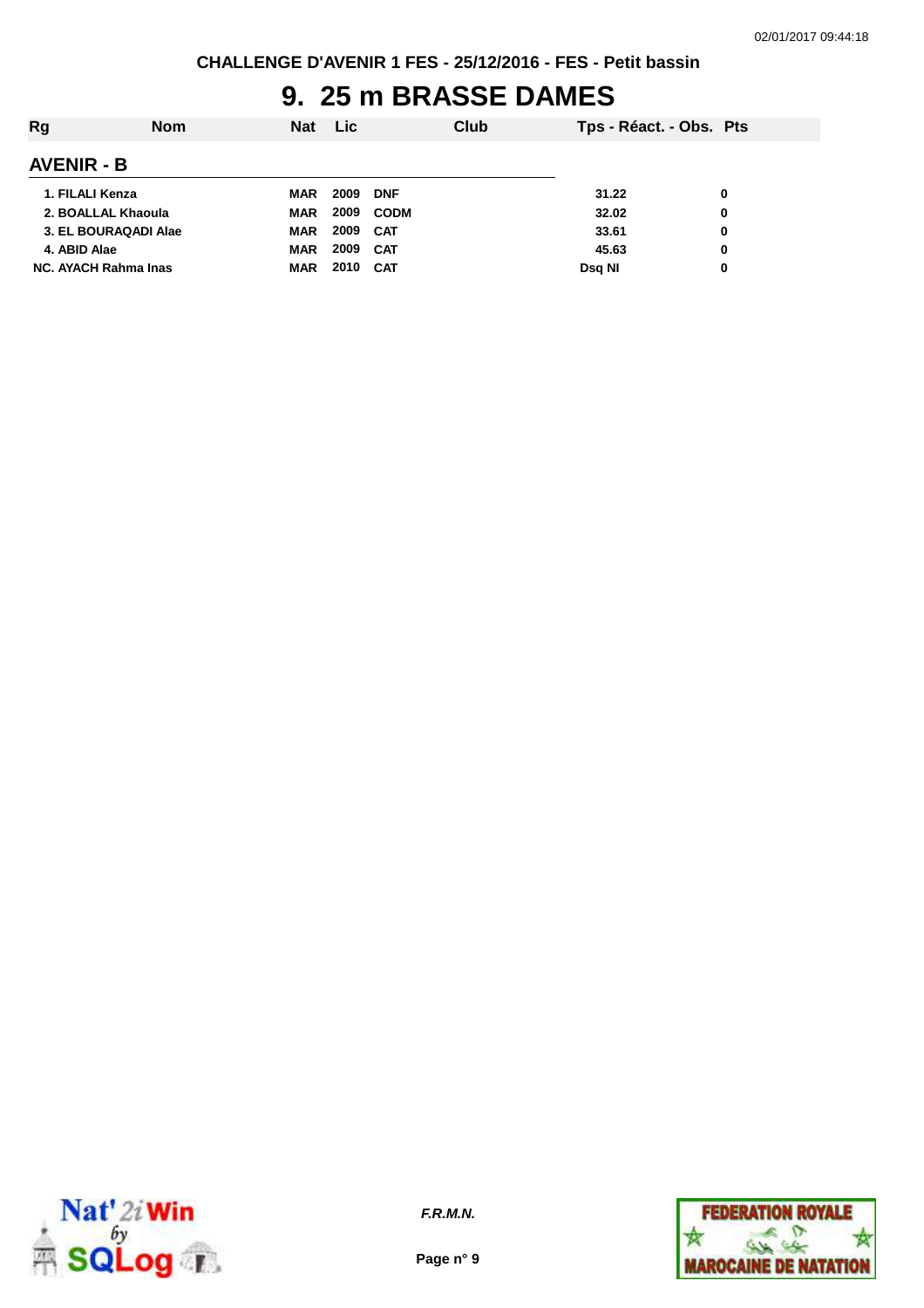CHALLENGE D'AVENIR 1 FES - 25/12/2016 - FES - Petit bassin

# 9. 25 m BRASSE DAMES

## AVENIR - B

| Rg | Nom | Nat | Lic | Club | Tps - Réact. - Obs. | Pts |
|---|---|---|---|---|---|---|
| 1. | FILALI Kenza | MAR | 2009 | DNF | 31.22 | 0 |
| 2. | BOALLAL Khaoula | MAR | 2009 | CODM | 32.02 | 0 |
| 3. | EL BOURAQADI Alae | MAR | 2009 | CAT | 33.61 | 0 |
| 4. | ABID Alae | MAR | 2009 | CAT | 45.63 | 0 |
| NC. | AYACH Rahma Inas | MAR | 2010 | CAT | Dsq NI | 0 |

*F.R.M.N.*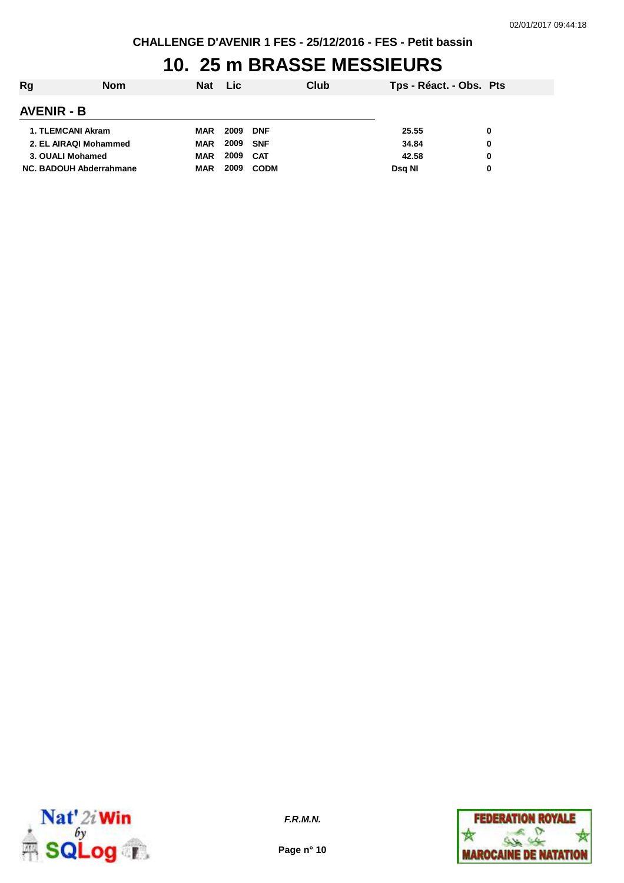CHALLENGE D'AVENIR 1 FES - 25/12/2016 - FES - Petit bassin

# 10. 25 m BRASSE MESSIEURS

## AVENIR - B

| Rg | Nom | Nat | Lic | Club | Tps - Réact. - Obs. | Pts |
|---|---|---|---|---|---|---|
| 1. | TLEMCANI Akram | MAR | 2009 | DNF | 25.55 | 0 |
| 2. | EL AIRAQI Mohammed | MAR | 2009 | SNF | 34.84 | 0 |
| 3. | OUALI Mohamed | MAR | 2009 | CAT | 42.58 | 0 |
| NC. | BADOUH Abderrahmane | MAR | 2009 | CODM | Dsq NI | 0 |

*F.R.M.N.*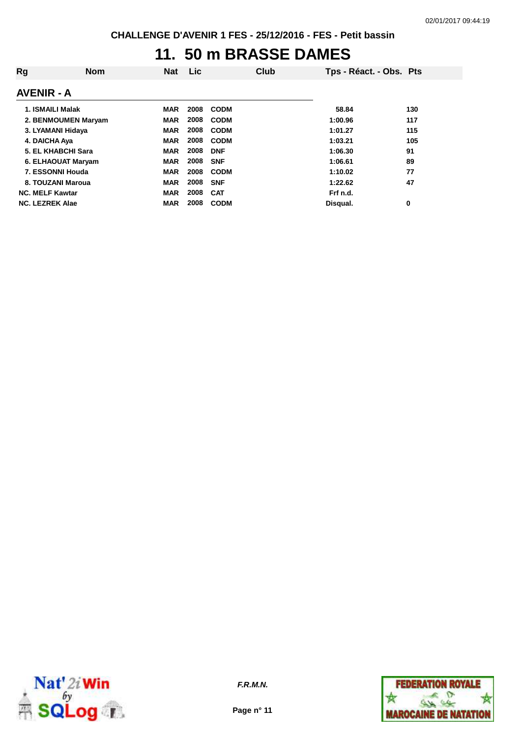**CHALLENGE D'AVENIR 1 FES - 25/12/2016 - FES - Petit bassin**

# 11. 50 m BRASSE DAMES

## AVENIR - A

| Rg | Nom | Nat | Lic | Club | Tps - Réact. - Obs. | Pts |
|---|---|---|---|---|---|---|
| 1. | ISMAILI Malak | MAR | 2008 | CODM | 58.84 | 130 |
| 2. | BENMOUMEN Maryam | MAR | 2008 | CODM | 1:00.96 | 117 |
| 3. | LYAMANI Hidaya | MAR | 2008 | CODM | 1:01.27 | 115 |
| 4. | DAICHA Aya | MAR | 2008 | CODM | 1:03.21 | 105 |
| 5. | EL KHABCHI Sara | MAR | 2008 | DNF | 1:06.30 | 91 |
| 6. | ELHAOUAT Maryam | MAR | 2008 | SNF | 1:06.61 | 89 |
| 7. | ESSONNI Houda | MAR | 2008 | CODM | 1:10.02 | 77 |
| 8. | TOUZANI Maroua | MAR | 2008 | SNF | 1:22.62 | 47 |
| NC. | MELF Kawtar | MAR | 2008 | CAT | Frf n.d. | |
| NC. | LEZREK Alae | MAR | 2008 | CODM | Disqual. | 0 |

*F.R.M.N.*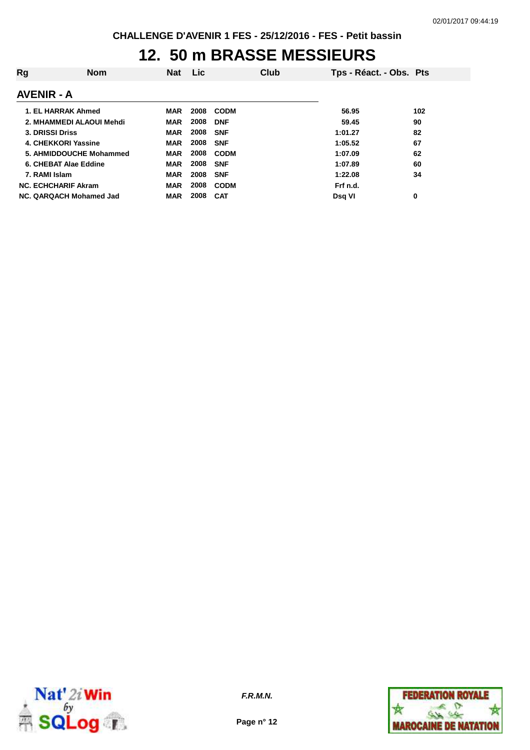CHALLENGE D'AVENIR 1 FES - 25/12/2016 - FES - Petit bassin

# 12. 50 m BRASSE MESSIEURS

| Rg | Nom | Nat | Lic | Club | Tps - Réact. - Obs. | Pts |
|---|---|---|---|---|---|---|

## AVENIR - A

| Rg | Nom | Nat | Lic | Club | Tps - Réact. - Obs. | Pts |
|---|---|---|---|---|---|---|
| 1. | EL HARRAK Ahmed | MAR | 2008 | CODM | 56.95 | 102 |
| 2. | MHAMMEDI ALAOUI Mehdi | MAR | 2008 | DNF | 59.45 | 90 |
| 3. | DRISSI Driss | MAR | 2008 | SNF | 1:01.27 | 82 |
| 4. | CHEKKORI Yassine | MAR | 2008 | SNF | 1:05.52 | 67 |
| 5. | AHMIDDOUCHE Mohammed | MAR | 2008 | CODM | 1:07.09 | 62 |
| 6. | CHEBAT Alae Eddine | MAR | 2008 | SNF | 1:07.89 | 60 |
| 7. | RAMI Islam | MAR | 2008 | SNF | 1:22.08 | 34 |
| NC. | ECHCHARIF Akram | MAR | 2008 | CODM | Frf n.d. | |
| NC. | QARQACH Mohamed Jad | MAR | 2008 | CAT | Dsq VI | 0 |

*F.R.M.N.*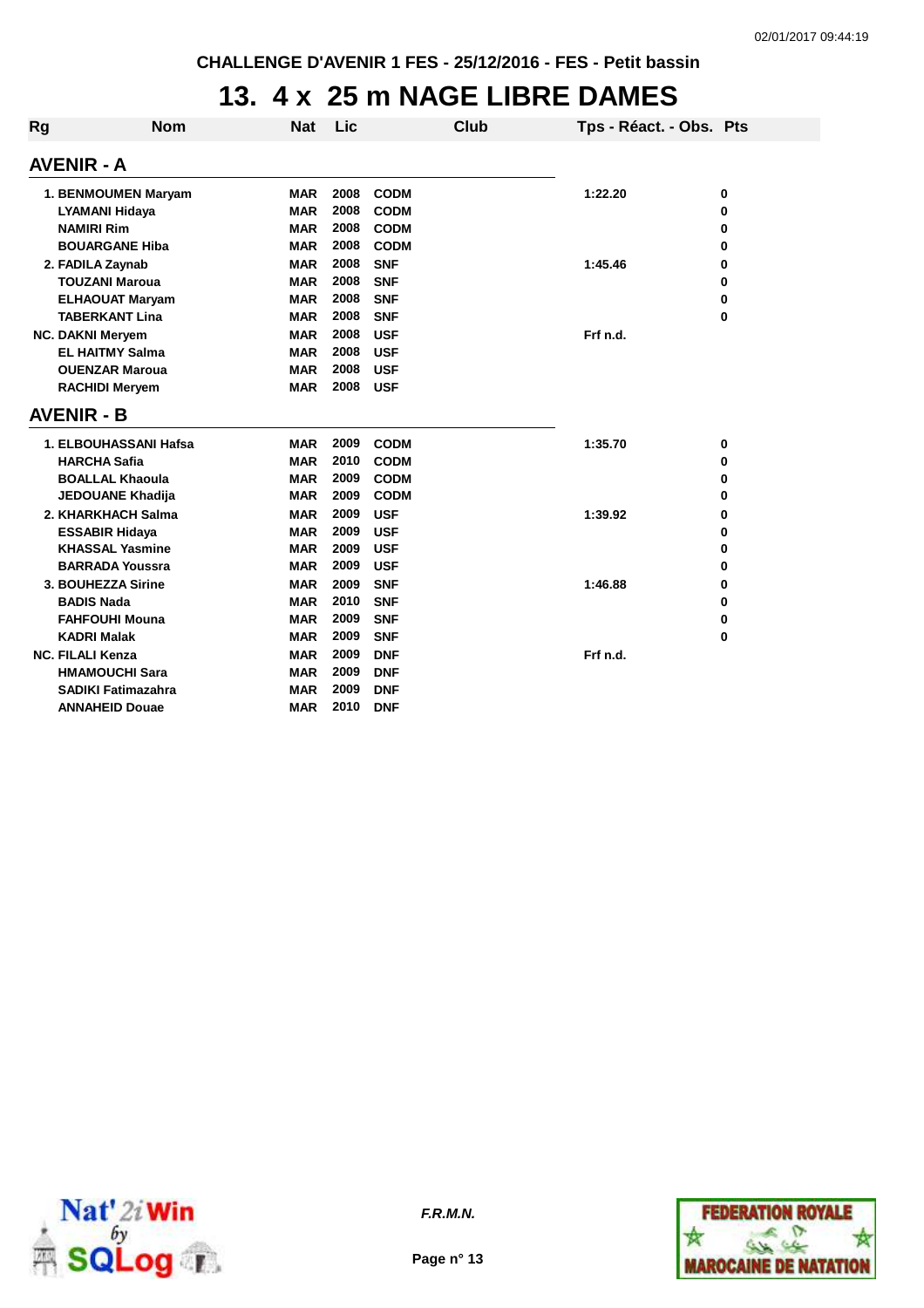CHALLENGE D'AVENIR 1 FES - 25/12/2016 - FES - Petit bassin

# 13. 4 x 25 m NAGE LIBRE DAMES

| Rg | Nom | Nat | Lic | Club | Tps - Réact. - Obs. | Pts |
|---|---|---|---|---|---|---|

## AVENIR - A

| Rg | Nom | Nat | Lic | Club | Tps - Réact. - Obs. | Pts |
|---|---|---|---|---|---|---|
| 1. | BENMOUMEN Maryam | MAR | 2008 | CODM | 1:22.20 | 0 |
| | LYAMANI Hidaya | MAR | 2008 | CODM | | 0 |
| | NAMIRI Rim | MAR | 2008 | CODM | | 0 |
| | BOUARGANE Hiba | MAR | 2008 | CODM | | 0 |
| 2. | FADILA Zaynab | MAR | 2008 | SNF | 1:45.46 | 0 |
| | TOUZANI Maroua | MAR | 2008 | SNF | | 0 |
| | ELHAOUAT Maryam | MAR | 2008 | SNF | | 0 |
| | TABERKANT Lina | MAR | 2008 | SNF | | 0 |
| NC. | DAKNI Meryem | MAR | 2008 | USF | Frf n.d. | |
| | EL HAITMY Salma | MAR | 2008 | USF | | |
| | OUENZAR Maroua | MAR | 2008 | USF | | |
| | RACHIDI Meryem | MAR | 2008 | USF | | |

## AVENIR - B

| Rg | Nom | Nat | Lic | Club | Tps - Réact. - Obs. | Pts |
|---|---|---|---|---|---|---|
| 1. | ELBOUHASSANI Hafsa | MAR | 2009 | CODM | 1:35.70 | 0 |
| | HARCHA Safia | MAR | 2010 | CODM | | 0 |
| | BOALLAL Khaoula | MAR | 2009 | CODM | | 0 |
| | JEDOUANE Khadija | MAR | 2009 | CODM | | 0 |
| 2. | KHARKHACH Salma | MAR | 2009 | USF | 1:39.92 | 0 |
| | ESSABIR Hidaya | MAR | 2009 | USF | | 0 |
| | KHASSAL Yasmine | MAR | 2009 | USF | | 0 |
| | BARRADA Youssra | MAR | 2009 | USF | | 0 |
| 3. | BOUHEZZA Sirine | MAR | 2009 | SNF | 1:46.88 | 0 |
| | BADIS Nada | MAR | 2010 | SNF | | 0 |
| | FAHFOUHI Mouna | MAR | 2009 | SNF | | 0 |
| | KADRI Malak | MAR | 2009 | SNF | | 0 |
| NC. | FILALI Kenza | MAR | 2009 | DNF | Frf n.d. | |
| | HMAMOUCHI Sara | MAR | 2009 | DNF | | |
| | SADIKI Fatimazahra | MAR | 2009 | DNF | | |
| | ANNAHEID Douae | MAR | 2010 | DNF | | |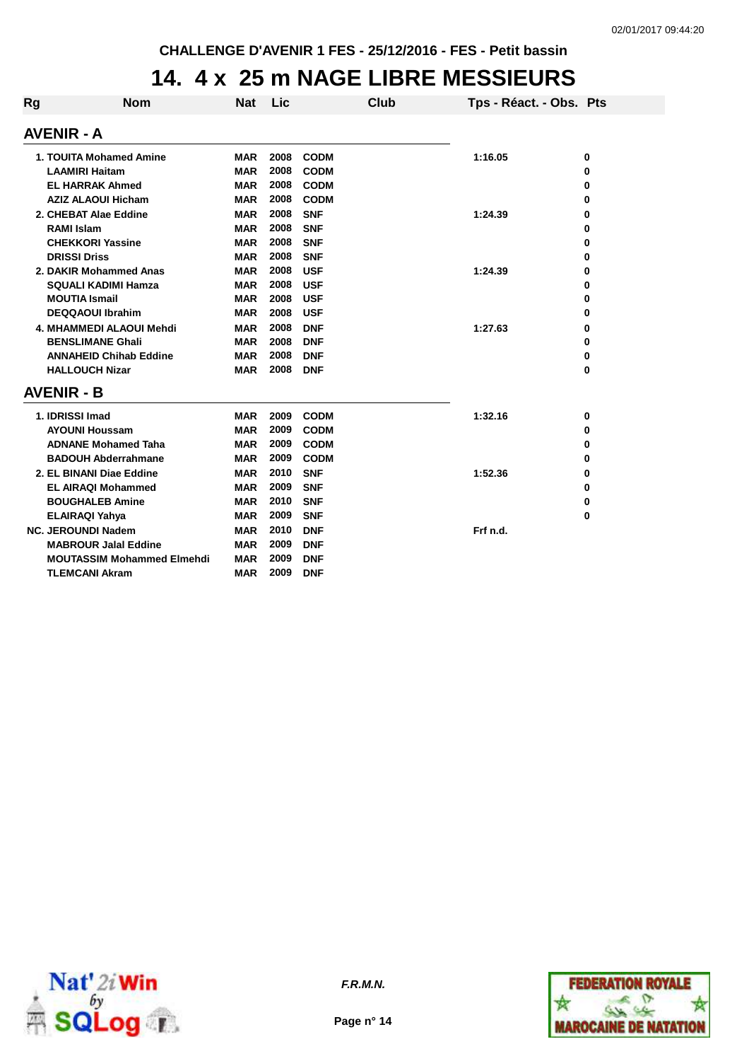CHALLENGE D'AVENIR 1 FES - 25/12/2016 - FES - Petit bassin

# 14. 4 x 25 m NAGE LIBRE MESSIEURS

| Rg | Nom | Nat | Lic | Club | Tps - Réact. - Obs. | Pts |
|---|---|---|---|---|---|---|
| **AVENIR - A** | | | | | | |
| 1. | TOUITA Mohamed Amine | MAR | 2008 | CODM | 1:16.05 | 0 |
| | LAAMIRI Haitam | MAR | 2008 | CODM | | 0 |
| | EL HARRAK Ahmed | MAR | 2008 | CODM | | 0 |
| | AZIZ ALAOUI Hicham | MAR | 2008 | CODM | | 0 |
| 2. | CHEBAT Alae Eddine | MAR | 2008 | SNF | 1:24.39 | 0 |
| | RAMI Islam | MAR | 2008 | SNF | | 0 |
| | CHEKKORI Yassine | MAR | 2008 | SNF | | 0 |
| | DRISSI Driss | MAR | 2008 | SNF | | 0 |
| 2. | DAKIR Mohammed Anas | MAR | 2008 | USF | 1:24.39 | 0 |
| | SQUALI KADIMI Hamza | MAR | 2008 | USF | | 0 |
| | MOUTIA Ismail | MAR | 2008 | USF | | 0 |
| | DEQQAOUI Ibrahim | MAR | 2008 | USF | | 0 |
| 4. | MHAMMEDI ALAOUI Mehdi | MAR | 2008 | DNF | 1:27.63 | 0 |
| | BENSLIMANE Ghali | MAR | 2008 | DNF | | 0 |
| | ANNAHEID Chihab Eddine | MAR | 2008 | DNF | | 0 |
| | HALLOUCH Nizar | MAR | 2008 | DNF | | 0 |
| **AVENIR - B** | | | | | | |
| 1. | IDRISSI Imad | MAR | 2009 | CODM | 1:32.16 | 0 |
| | AYOUNI Houssam | MAR | 2009 | CODM | | 0 |
| | ADNANE Mohamed Taha | MAR | 2009 | CODM | | 0 |
| | BADOUH Abderrahmane | MAR | 2009 | CODM | | 0 |
| 2. | EL BINANI Diae Eddine | MAR | 2010 | SNF | 1:52.36 | 0 |
| | EL AIRAQI Mohammed | MAR | 2009 | SNF | | 0 |
| | BOUGHALEB Amine | MAR | 2010 | SNF | | 0 |
| | ELAIRAQI Yahya | MAR | 2009 | SNF | | 0 |
| NC. | JEROUNDI Nadem | MAR | 2010 | DNF | Frf n.d. | |
| | MABROUR Jalal Eddine | MAR | 2009 | DNF | | |
| | MOUTASSIM Mohammed Elmehdi | MAR | 2009 | DNF | | |
| | TLEMCANI Akram | MAR | 2009 | DNF | | |

*F.R.M.N.*